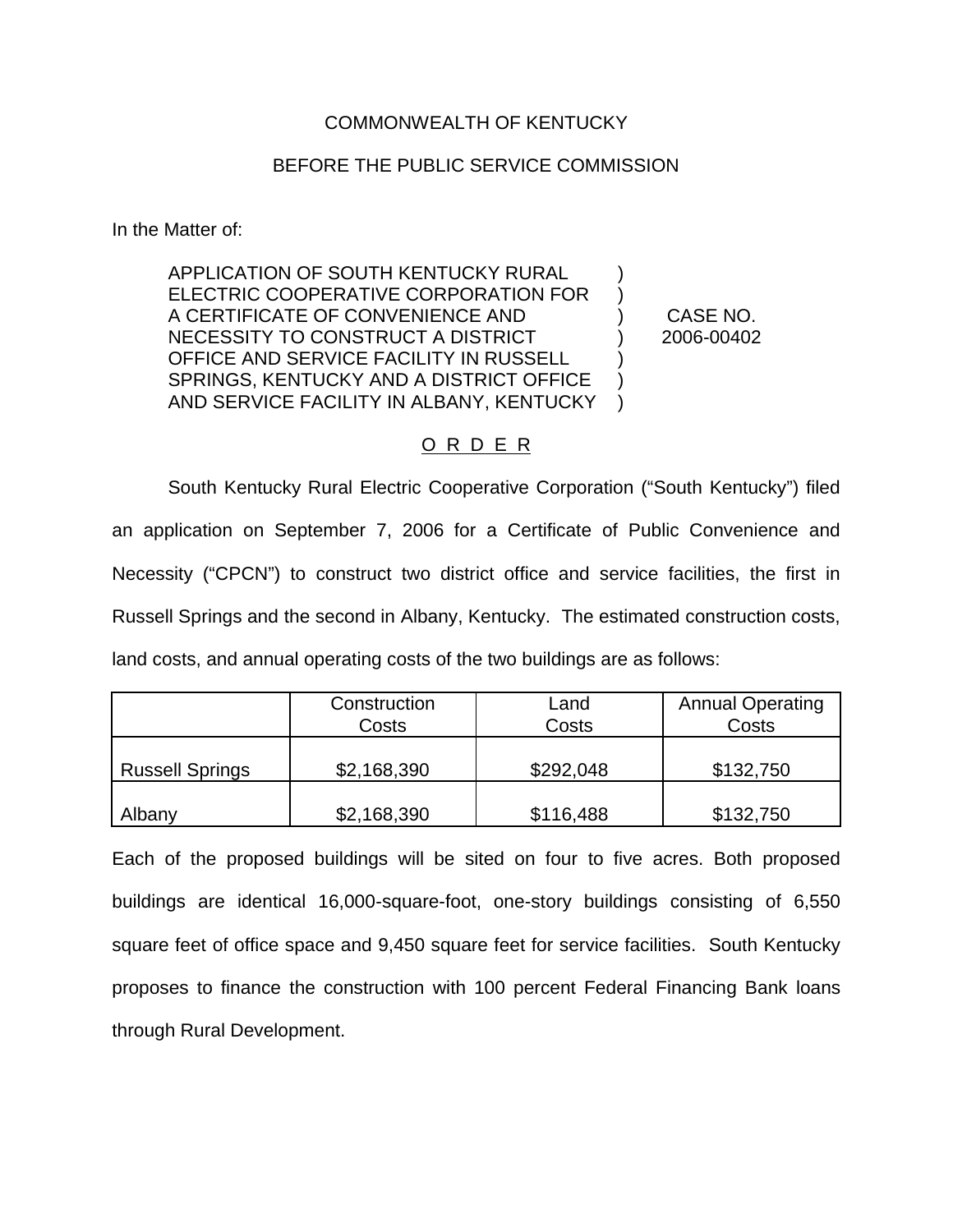COMMONWEALTH OF KENTUCKY

BEFORE THE PUBLIC SERVICE COMMISSION

In the Matter of:

APPLICATION OF SOUTH KENTUCKY RURAL ELECTRIC COOPERATIVE CORPORATION FOR A CERTIFICATE OF CONVENIENCE AND NECESSITY TO CONSTRUCT A DISTRICT OFFICE AND SERVICE FACILITY IN RUSSELL SPRINGS, KENTUCKY AND A DISTRICT OFFICE AND SERVICE FACILITY IN ALBANY, KENTUCKY ) CASE NO. 2006-00402

O R D E R

South Kentucky Rural Electric Cooperative Corporation ("South Kentucky") filed an application on September 7, 2006 for a Certificate of Public Convenience and Necessity ("CPCN") to construct two district office and service facilities, the first in Russell Springs and the second in Albany, Kentucky. The estimated construction costs, land costs, and annual operating costs of the two buildings are as follows:

| | Construction Costs | Land Costs | Annual Operating Costs |
|---|---|---|---|
| Russell Springs | $2,168,390 | $292,048 | $132,750 |
| Albany | $2,168,390 | $116,488 | $132,750 |

Each of the proposed buildings will be sited on four to five acres. Both proposed buildings are identical 16,000-square-foot, one-story buildings consisting of 6,550 square feet of office space and 9,450 square feet for service facilities. South Kentucky proposes to finance the construction with 100 percent Federal Financing Bank loans through Rural Development.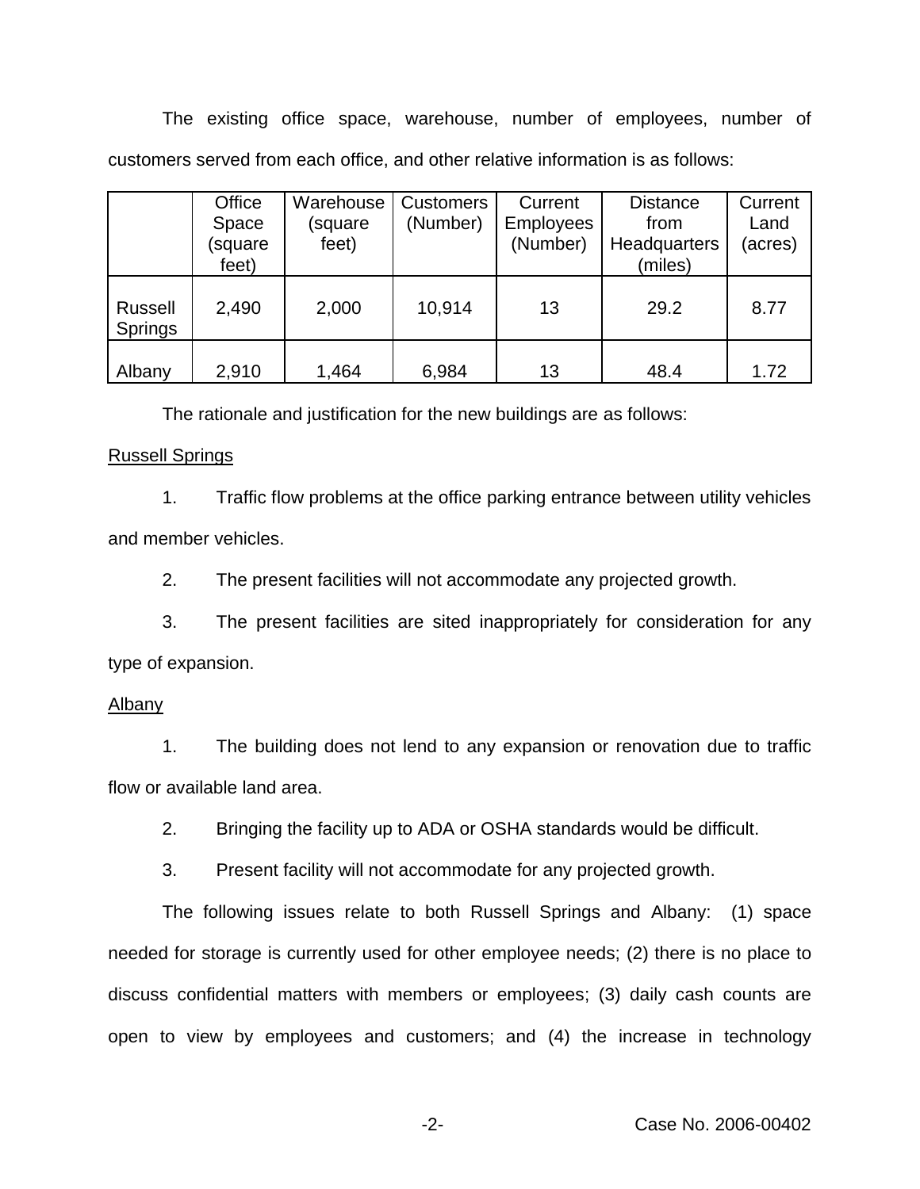The existing office space, warehouse, number of employees, number of customers served from each office, and other relative information is as follows:

| | Office Space (square feet) | Warehouse (square feet) | Customers (Number) | Current Employees (Number) | Distance from Headquarters (miles) | Current Land (acres) |
|---|---|---|---|---|---|---|
| Russell Springs | 2,490 | 2,000 | 10,914 | 13 | 29.2 | 8.77 |
| Albany | 2,910 | 1,464 | 6,984 | 13 | 48.4 | 1.72 |

The rationale and justification for the new buildings are as follows:

<u>Russell Springs</u>

1. Traffic flow problems at the office parking entrance between utility vehicles and member vehicles.

2. The present facilities will not accommodate any projected growth.

3. The present facilities are sited inappropriately for consideration for any type of expansion.

<u>Albany</u>

1. The building does not lend to any expansion or renovation due to traffic flow or available land area.

2. Bringing the facility up to ADA or OSHA standards would be difficult.

3. Present facility will not accommodate for any projected growth.

The following issues relate to both Russell Springs and Albany: (1) space needed for storage is currently used for other employee needs; (2) there is no place to discuss confidential matters with members or employees; (3) daily cash counts are open to view by employees and customers; and (4) the increase in technology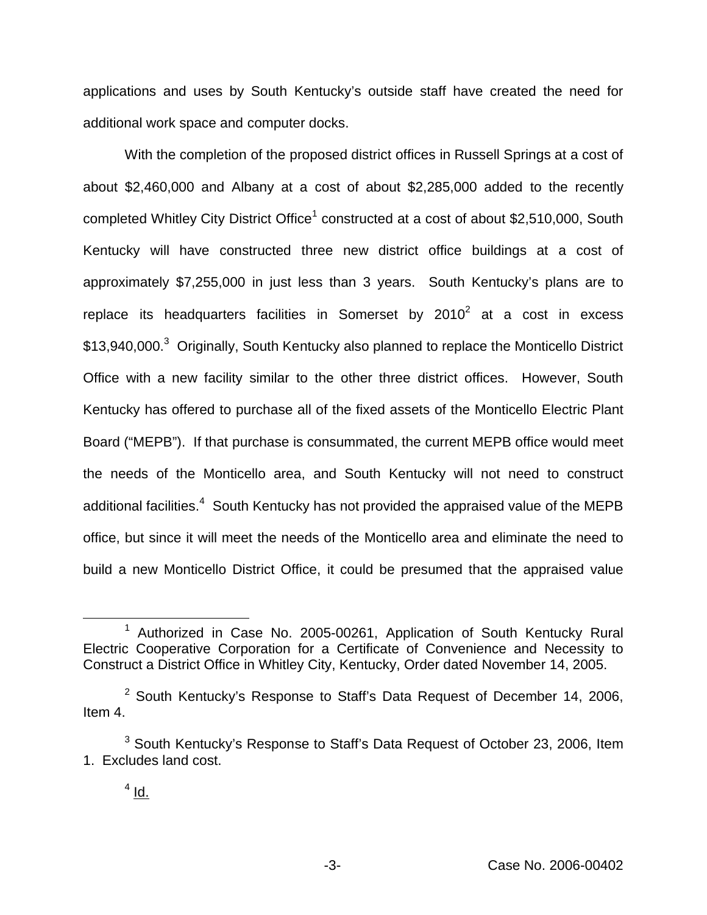applications and uses by South Kentucky's outside staff have created the need for additional work space and computer docks.

With the completion of the proposed district offices in Russell Springs at a cost of about $2,460,000 and Albany at a cost of about $2,285,000 added to the recently completed Whitley City District Office[1] constructed at a cost of about $2,510,000, South Kentucky will have constructed three new district office buildings at a cost of approximately $7,255,000 in just less than 3 years. South Kentucky's plans are to replace its headquarters facilities in Somerset by 2010[2] at a cost in excess $13,940,000.[3] Originally, South Kentucky also planned to replace the Monticello District Office with a new facility similar to the other three district offices. However, South Kentucky has offered to purchase all of the fixed assets of the Monticello Electric Plant Board ("MEPB"). If that purchase is consummated, the current MEPB office would meet the needs of the Monticello area, and South Kentucky will not need to construct additional facilities.[4] South Kentucky has not provided the appraised value of the MEPB office, but since it will meet the needs of the Monticello area and eliminate the need to build a new Monticello District Office, it could be presumed that the appraised value

---

[1] Authorized in Case No. 2005-00261, Application of South Kentucky Rural Electric Cooperative Corporation for a Certificate of Convenience and Necessity to Construct a District Office in Whitley City, Kentucky, Order dated November 14, 2005.

[2] South Kentucky's Response to Staff's Data Request of December 14, 2006, Item 4.

[3] South Kentucky's Response to Staff's Data Request of October 23, 2006, Item 1. Excludes land cost.

[4] Id.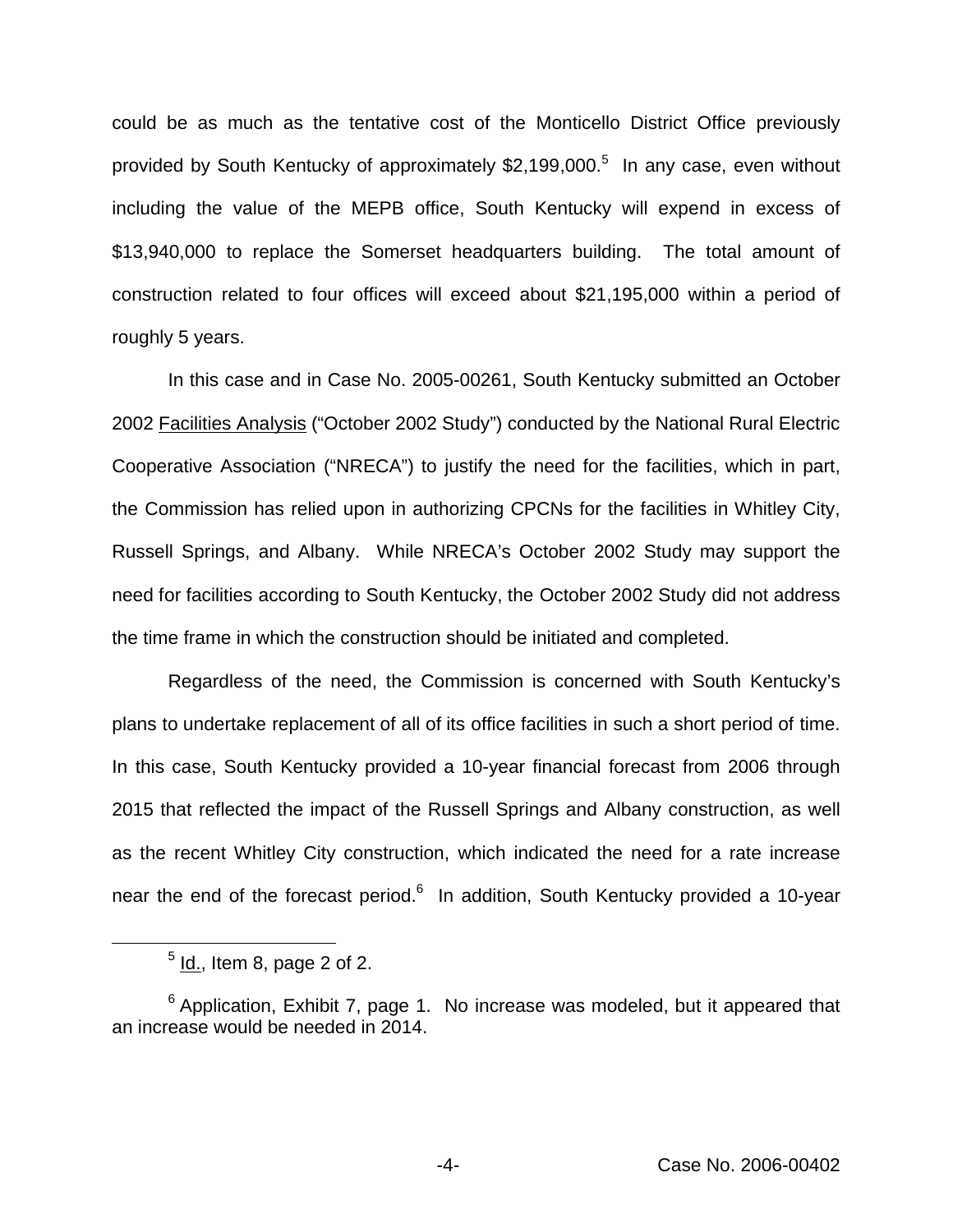could be as much as the tentative cost of the Monticello District Office previously provided by South Kentucky of approximately $2,199,000.[5] In any case, even without including the value of the MEPB office, South Kentucky will expend in excess of $13,940,000 to replace the Somerset headquarters building. The total amount of construction related to four offices will exceed about $21,195,000 within a period of roughly 5 years.

In this case and in Case No. 2005-00261, South Kentucky submitted an October 2002 Facilities Analysis ("October 2002 Study") conducted by the National Rural Electric Cooperative Association ("NRECA") to justify the need for the facilities, which in part, the Commission has relied upon in authorizing CPCNs for the facilities in Whitley City, Russell Springs, and Albany. While NRECA's October 2002 Study may support the need for facilities according to South Kentucky, the October 2002 Study did not address the time frame in which the construction should be initiated and completed.

Regardless of the need, the Commission is concerned with South Kentucky's plans to undertake replacement of all of its office facilities in such a short period of time. In this case, South Kentucky provided a 10-year financial forecast from 2006 through 2015 that reflected the impact of the Russell Springs and Albany construction, as well as the recent Whitley City construction, which indicated the need for a rate increase near the end of the forecast period.[6] In addition, South Kentucky provided a 10-year

---

[5] Id., Item 8, page 2 of 2.

[6] Application, Exhibit 7, page 1. No increase was modeled, but it appeared that an increase would be needed in 2014.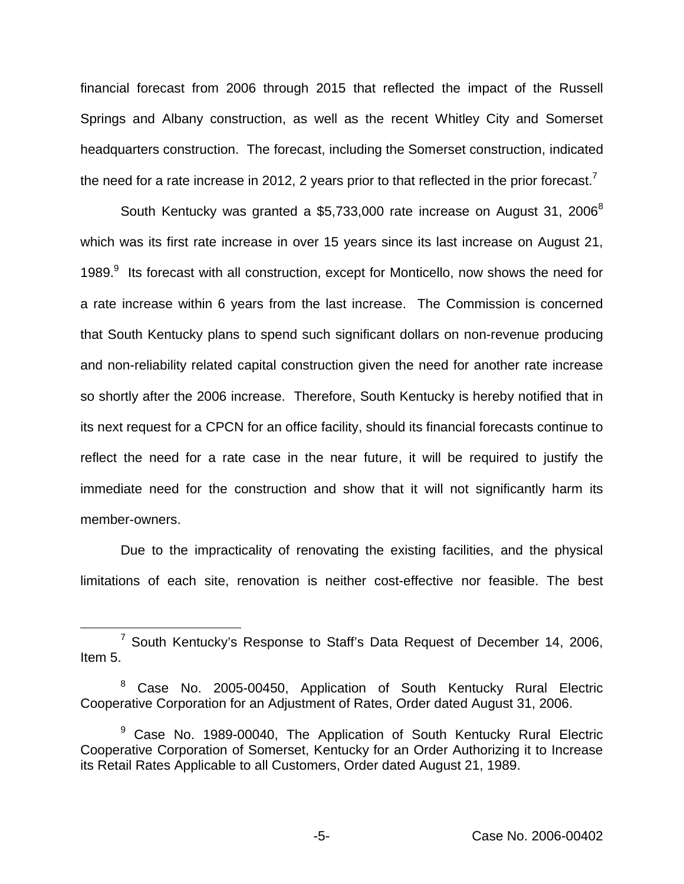financial forecast from 2006 through 2015 that reflected the impact of the Russell Springs and Albany construction, as well as the recent Whitley City and Somerset headquarters construction. The forecast, including the Somerset construction, indicated the need for a rate increase in 2012, 2 years prior to that reflected in the prior forecast.[7]

South Kentucky was granted a $5,733,000 rate increase on August 31, 2006[8] which was its first rate increase in over 15 years since its last increase on August 21, 1989.[9] Its forecast with all construction, except for Monticello, now shows the need for a rate increase within 6 years from the last increase. The Commission is concerned that South Kentucky plans to spend such significant dollars on non-revenue producing and non-reliability related capital construction given the need for another rate increase so shortly after the 2006 increase. Therefore, South Kentucky is hereby notified that in its next request for a CPCN for an office facility, should its financial forecasts continue to reflect the need for a rate case in the near future, it will be required to justify the immediate need for the construction and show that it will not significantly harm its member-owners.

Due to the impracticality of renovating the existing facilities, and the physical limitations of each site, renovation is neither cost-effective nor feasible. The best

---

[7] South Kentucky's Response to Staff's Data Request of December 14, 2006, Item 5.

[8] Case No. 2005-00450, Application of South Kentucky Rural Electric Cooperative Corporation for an Adjustment of Rates, Order dated August 31, 2006.

[9] Case No. 1989-00040, The Application of South Kentucky Rural Electric Cooperative Corporation of Somerset, Kentucky for an Order Authorizing it to Increase its Retail Rates Applicable to all Customers, Order dated August 21, 1989.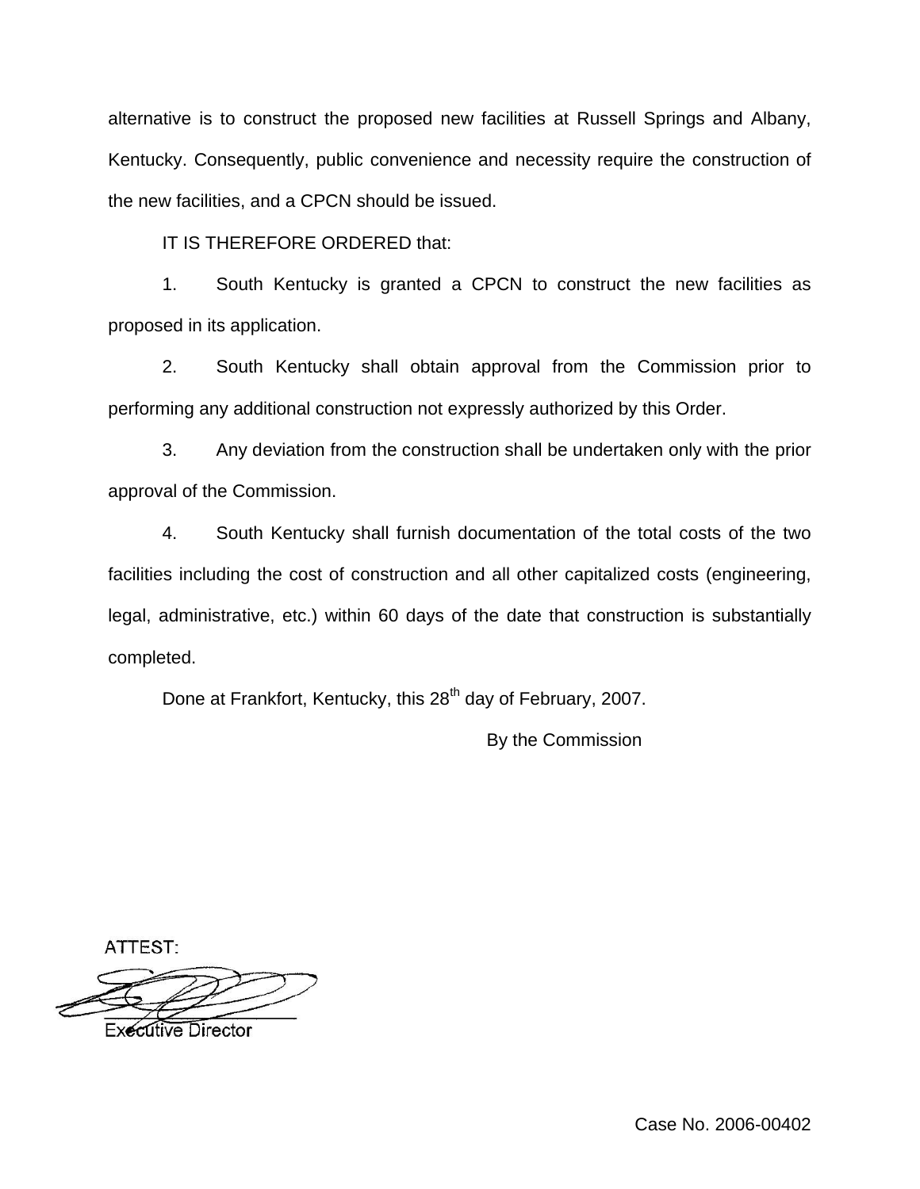alternative is to construct the proposed new facilities at Russell Springs and Albany, Kentucky. Consequently, public convenience and necessity require the construction of the new facilities, and a CPCN should be issued.

IT IS THEREFORE ORDERED that:

1. South Kentucky is granted a CPCN to construct the new facilities as proposed in its application.

2. South Kentucky shall obtain approval from the Commission prior to performing any additional construction not expressly authorized by this Order.

3. Any deviation from the construction shall be undertaken only with the prior approval of the Commission.

4. South Kentucky shall furnish documentation of the total costs of the two facilities including the cost of construction and all other capitalized costs (engineering, legal, administrative, etc.) within 60 days of the date that construction is substantially completed.

Done at Frankfort, Kentucky, this 28th day of February, 2007.

By the Commission

ATTEST:

Executive Director

Case No. 2006-00402